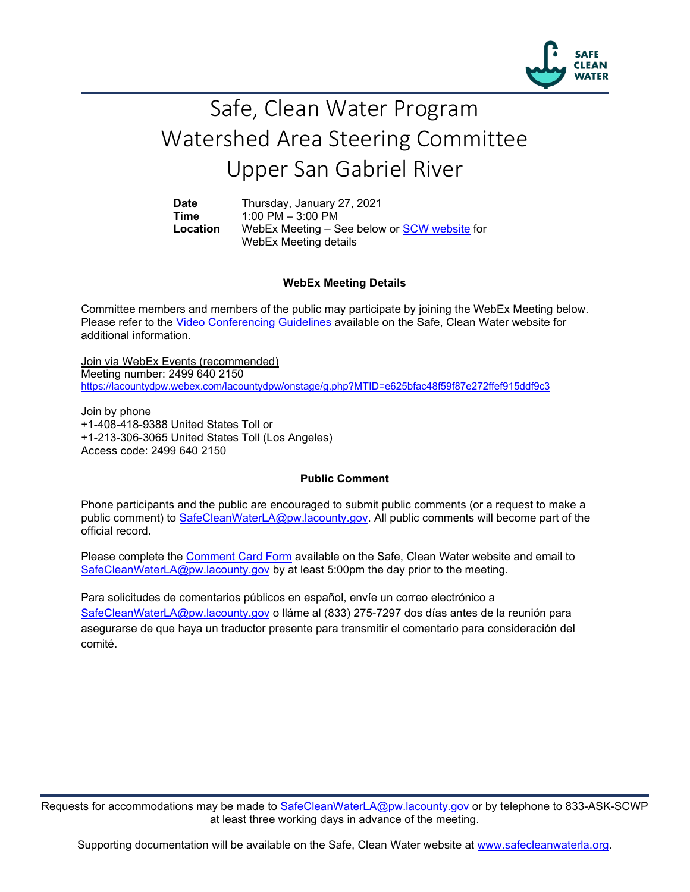# Safe, Clean Water Program
# Watershed Area Steering Committee
# Upper San Gabriel River

**Date** Thursday, January 27, 2021
**Time** 1:00 PM – 3:00 PM
**Location** WebEx Meeting – See below or SCW website for WebEx Meeting details

**WebEx Meeting Details**

Committee members and members of the public may participate by joining the WebEx Meeting below. Please refer to the Video Conferencing Guidelines available on the Safe, Clean Water website for additional information.

Join via WebEx Events (recommended)
Meeting number: 2499 640 2150
https://lacountydpw.webex.com/lacountydpw/onstage/g.php?MTID=e625bfac48f59f87e272ffef915ddf9c3

Join by phone
+1-408-418-9388 United States Toll or
+1-213-306-3065 United States Toll (Los Angeles)
Access code: 2499 640 2150

**Public Comment**

Phone participants and the public are encouraged to submit public comments (or a request to make a public comment) to SafeCleanWaterLA@pw.lacounty.gov. All public comments will become part of the official record.

Please complete the Comment Card Form available on the Safe, Clean Water website and email to SafeCleanWaterLA@pw.lacounty.gov by at least 5:00pm the day prior to the meeting.

Para solicitudes de comentarios públicos en español, envíe un correo electrónico a SafeCleanWaterLA@pw.lacounty.gov o lláme al (833) 275-7297 dos días antes de la reunión para asegurarse de que haya un traductor presente para transmitir el comentario para consideración del comité.

Requests for accommodations may be made to SafeCleanWaterLA@pw.lacounty.gov or by telephone to 833-ASK-SCWP at least three working days in advance of the meeting.

Supporting documentation will be available on the Safe, Clean Water website at www.safecleanwaterla.org.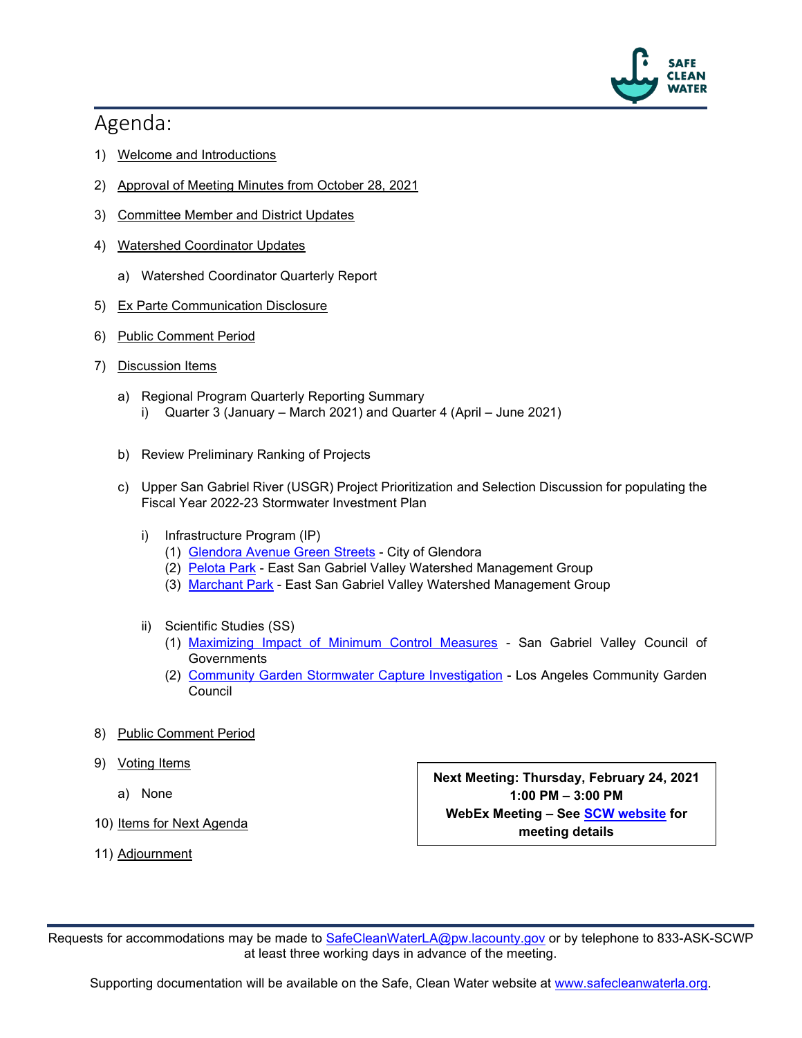# Agenda:

1) Welcome and Introductions

2) Approval of Meeting Minutes from October 28, 2021

3) Committee Member and District Updates

4) Watershed Coordinator Updates

   a) Watershed Coordinator Quarterly Report

5) Ex Parte Communication Disclosure

6) Public Comment Period

7) Discussion Items

   a) Regional Program Quarterly Reporting Summary
      i) Quarter 3 (January – March 2021) and Quarter 4 (April – June 2021)

   b) Review Preliminary Ranking of Projects

   c) Upper San Gabriel River (USGR) Project Prioritization and Selection Discussion for populating the Fiscal Year 2022-23 Stormwater Investment Plan

      i) Infrastructure Program (IP)
         (1) Glendora Avenue Green Streets - City of Glendora
         (2) Pelota Park - East San Gabriel Valley Watershed Management Group
         (3) Marchant Park - East San Gabriel Valley Watershed Management Group

      ii) Scientific Studies (SS)
         (1) Maximizing Impact of Minimum Control Measures - San Gabriel Valley Council of Governments
         (2) Community Garden Stormwater Capture Investigation - Los Angeles Community Garden Council

8) Public Comment Period

9) Voting Items

   a) None

10) Items for Next Agenda

11) Adjournment

**Next Meeting: Thursday, February 24, 2021**
**1:00 PM – 3:00 PM**
**WebEx Meeting – See SCW website for meeting details**

Requests for accommodations may be made to SafeCleanWaterLA@pw.lacounty.gov or by telephone to 833-ASK-SCWP at least three working days in advance of the meeting.

Supporting documentation will be available on the Safe, Clean Water website at www.safecleanwaterla.org.